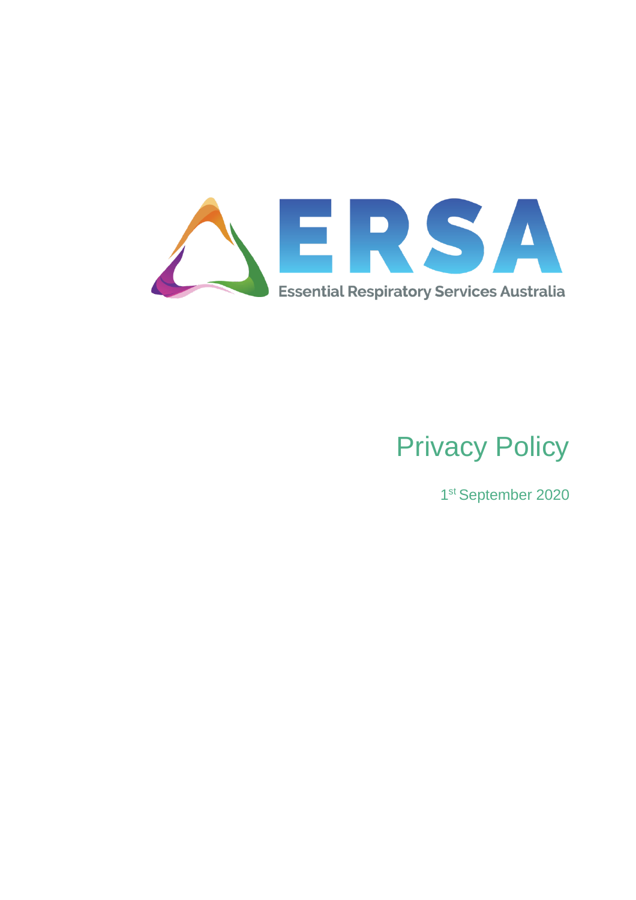ERSA

Essential Respiratory Services Australia

# Privacy Policy

1st September 2020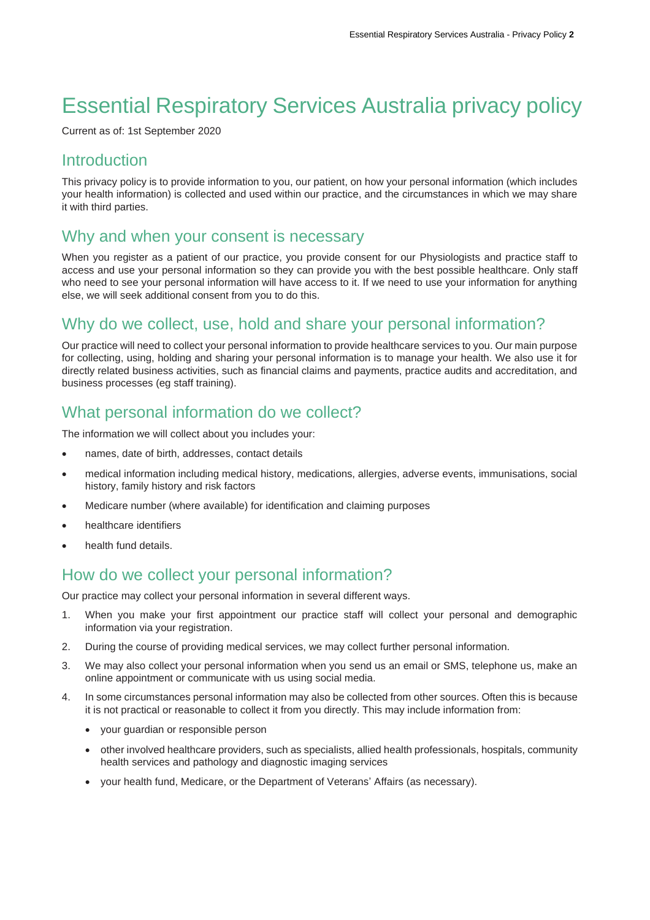# Essential Respiratory Services Australia privacy policy

Current as of: 1st September 2020

## Introduction

This privacy policy is to provide information to you, our patient, on how your personal information (which includes your health information) is collected and used within our practice, and the circumstances in which we may share it with third parties.

## Why and when your consent is necessary

When you register as a patient of our practice, you provide consent for our Physiologists and practice staff to access and use your personal information so they can provide you with the best possible healthcare. Only staff who need to see your personal information will have access to it. If we need to use your information for anything else, we will seek additional consent from you to do this.

## Why do we collect, use, hold and share your personal information?

Our practice will need to collect your personal information to provide healthcare services to you. Our main purpose for collecting, using, holding and sharing your personal information is to manage your health. We also use it for directly related business activities, such as financial claims and payments, practice audits and accreditation, and business processes (eg staff training).

## What personal information do we collect?

The information we will collect about you includes your:

- names, date of birth, addresses, contact details
- medical information including medical history, medications, allergies, adverse events, immunisations, social history, family history and risk factors
- Medicare number (where available) for identification and claiming purposes
- healthcare identifiers
- health fund details.

## How do we collect your personal information?

Our practice may collect your personal information in several different ways.

1. When you make your first appointment our practice staff will collect your personal and demographic information via your registration.
2. During the course of providing medical services, we may collect further personal information.
3. We may also collect your personal information when you send us an email or SMS, telephone us, make an online appointment or communicate with us using social media.
4. In some circumstances personal information may also be collected from other sources. Often this is because it is not practical or reasonable to collect it from you directly. This may include information from:
   - your guardian or responsible person
   - other involved healthcare providers, such as specialists, allied health professionals, hospitals, community health services and pathology and diagnostic imaging services
   - your health fund, Medicare, or the Department of Veterans' Affairs (as necessary).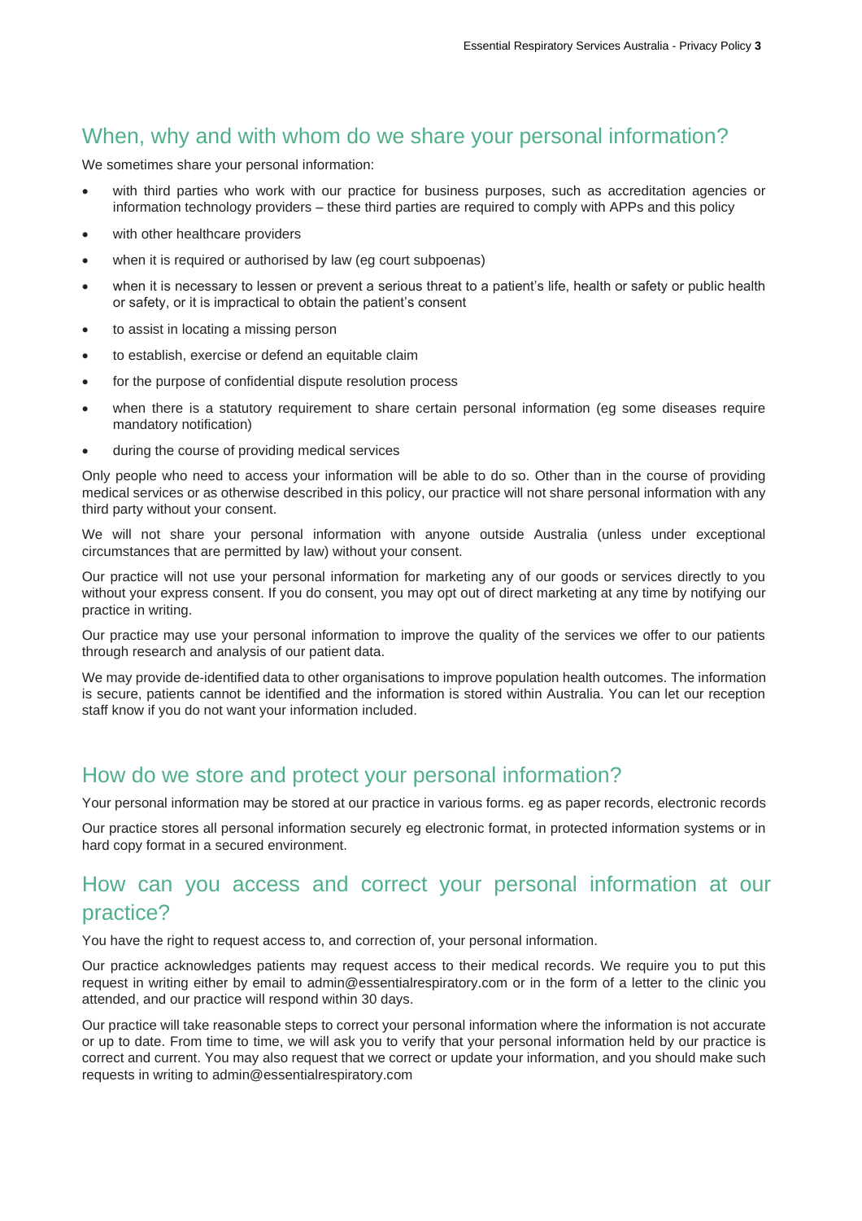## When, why and with whom do we share your personal information?

We sometimes share your personal information:

- with third parties who work with our practice for business purposes, such as accreditation agencies or information technology providers – these third parties are required to comply with APPs and this policy
- with other healthcare providers
- when it is required or authorised by law (eg court subpoenas)
- when it is necessary to lessen or prevent a serious threat to a patient's life, health or safety or public health or safety, or it is impractical to obtain the patient's consent
- to assist in locating a missing person
- to establish, exercise or defend an equitable claim
- for the purpose of confidential dispute resolution process
- when there is a statutory requirement to share certain personal information (eg some diseases require mandatory notification)
- during the course of providing medical services

Only people who need to access your information will be able to do so. Other than in the course of providing medical services or as otherwise described in this policy, our practice will not share personal information with any third party without your consent.

We will not share your personal information with anyone outside Australia (unless under exceptional circumstances that are permitted by law) without your consent.

Our practice will not use your personal information for marketing any of our goods or services directly to you without your express consent. If you do consent, you may opt out of direct marketing at any time by notifying our practice in writing.

Our practice may use your personal information to improve the quality of the services we offer to our patients through research and analysis of our patient data.

We may provide de-identified data to other organisations to improve population health outcomes. The information is secure, patients cannot be identified and the information is stored within Australia. You can let our reception staff know if you do not want your information included.

## How do we store and protect your personal information?

Your personal information may be stored at our practice in various forms. eg as paper records, electronic records

Our practice stores all personal information securely eg electronic format, in protected information systems or in hard copy format in a secured environment.

## How can you access and correct your personal information at our practice?

You have the right to request access to, and correction of, your personal information.

Our practice acknowledges patients may request access to their medical records. We require you to put this request in writing either by email to admin@essentialrespiratory.com or in the form of a letter to the clinic you attended, and our practice will respond within 30 days.

Our practice will take reasonable steps to correct your personal information where the information is not accurate or up to date. From time to time, we will ask you to verify that your personal information held by our practice is correct and current. You may also request that we correct or update your information, and you should make such requests in writing to admin@essentialrespiratory.com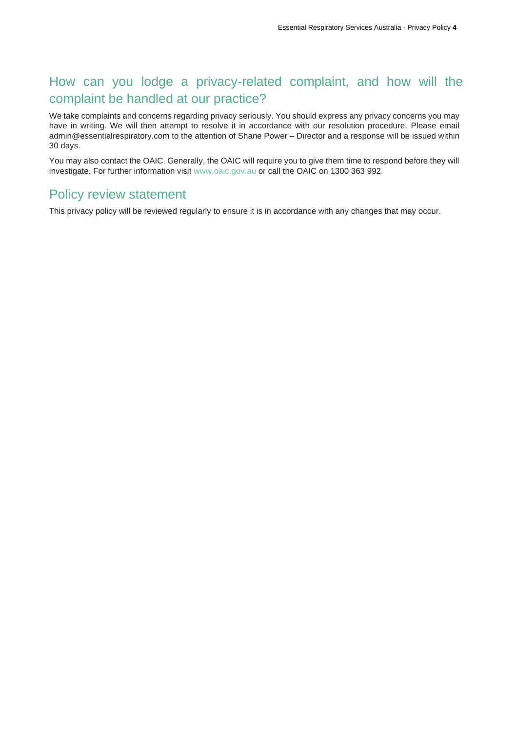## How can you lodge a privacy-related complaint, and how will the complaint be handled at our practice?

We take complaints and concerns regarding privacy seriously. You should express any privacy concerns you may have in writing. We will then attempt to resolve it in accordance with our resolution procedure. Please email admin@essentialrespiratory.com to the attention of Shane Power – Director and a response will be issued within 30 days.

You may also contact the OAIC. Generally, the OAIC will require you to give them time to respond before they will investigate. For further information visit www.oaic.gov.au or call the OAIC on 1300 363 992.

## Policy review statement

This privacy policy will be reviewed regularly to ensure it is in accordance with any changes that may occur.